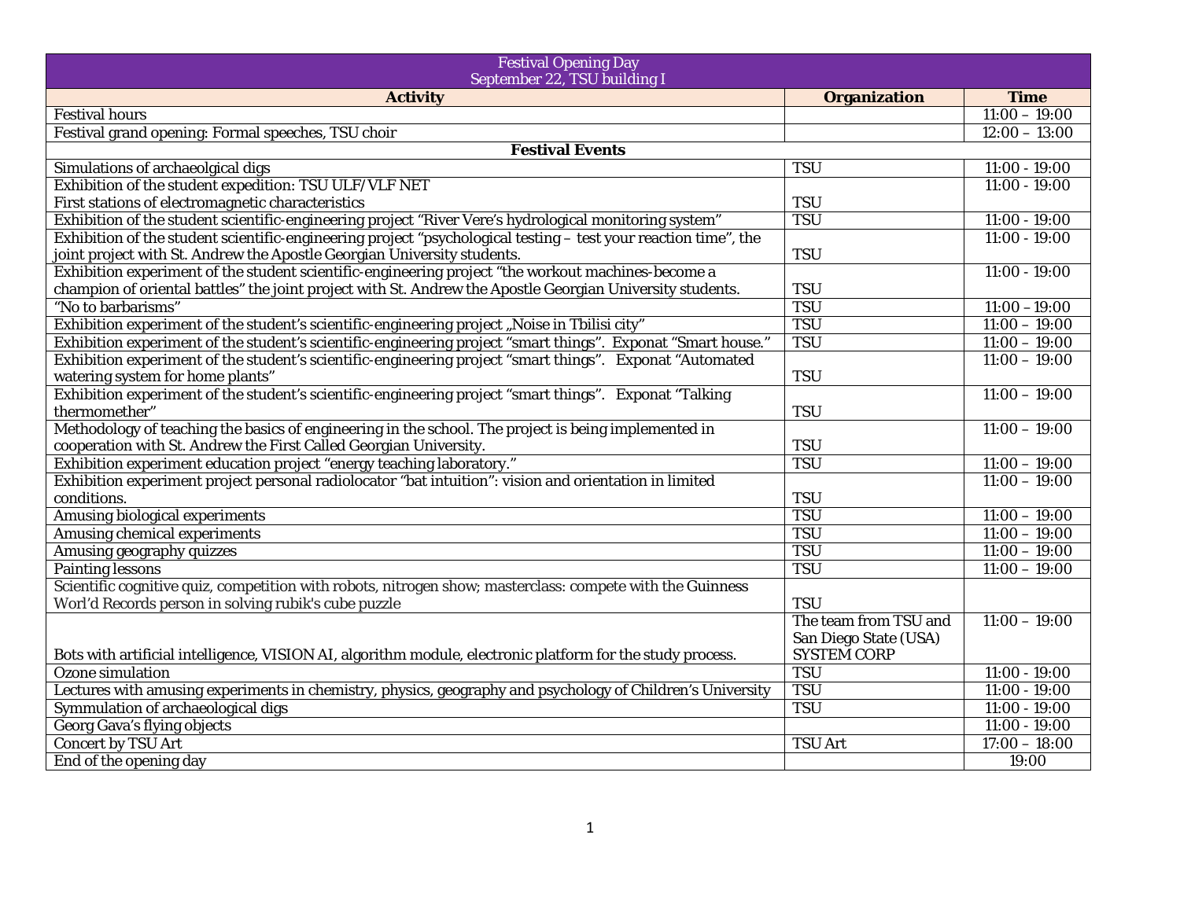| Festival Opening Day<br>September 22, TSU building I | | |
|---|---|---|
| **Activity** | **Organization** | **Time** |
| Festival hours | | 11:00 – 19:00 |
| Festival grand opening: Formal speeches, TSU choir | | 12:00 – 13:00 |
| **Festival Events** | | |
| Simulations of archaeolgical digs | TSU | 11:00 - 19:00 |
| Exhibition of the student expedition: TSU ULF/VLF NET First stations of electromagnetic characteristics | TSU | 11:00 - 19:00 |
| Exhibition of the student scientific-engineering project "River Vere's hydrological monitoring system" | TSU | 11:00 - 19:00 |
| Exhibition of the student scientific-engineering project "psychological testing – test your reaction time", the joint project with St. Andrew the Apostle Georgian University students. | TSU | 11:00 - 19:00 |
| Exhibition experiment of the student scientific-engineering project "the workout machines-become a champion of oriental battles" the joint project with St. Andrew the Apostle Georgian University students. | TSU | 11:00 - 19:00 |
| "No to barbarisms" | TSU | 11:00 – 19:00 |
| Exhibition experiment of the student's scientific-engineering project „Noise in Tbilisi city" | TSU | 11:00 – 19:00 |
| Exhibition experiment of the student's scientific-engineering project "smart things". Exponat "Smart house." | TSU | 11:00 – 19:00 |
| Exhibition experiment of the student's scientific-engineering project "smart things". Exponat "Automated watering system for home plants" | TSU | 11:00 – 19:00 |
| Exhibition experiment of the student's scientific-engineering project "smart things". Exponat "Talking thermomether" | TSU | 11:00 – 19:00 |
| Methodology of teaching the basics of engineering in the school. The project is being implemented in cooperation with St. Andrew the First Called Georgian University. | TSU | 11:00 – 19:00 |
| Exhibition experiment education project "energy teaching laboratory." | TSU | 11:00 – 19:00 |
| Exhibition experiment project personal radiolocator "bat intuition": vision and orientation in limited conditions. | TSU | 11:00 – 19:00 |
| Amusing biological experiments | TSU | 11:00 – 19:00 |
| Amusing chemical experiments | TSU | 11:00 – 19:00 |
| Amusing geography quizzes | TSU | 11:00 – 19:00 |
| Painting lessons | TSU | 11:00 – 19:00 |
| Scientific cognitive quiz, competition with robots, nitrogen show; masterclass: compete with the Guinness Worl'd Records person in solving rubik's cube puzzle | TSU | |
| Bots with artificial intelligence, VISION AI, algorithm module, electronic platform for the study process. | The team from TSU and San Diego State (USA) SYSTEM CORP | 11:00 – 19:00 |
| Ozone simulation | TSU | 11:00 - 19:00 |
| Lectures with amusing experiments in chemistry, physics, geography and psychology of Children's University | TSU | 11:00 - 19:00 |
| Symmulation of archaeological digs | TSU | 11:00 - 19:00 |
| Georg Gava's flying objects | | 11:00 - 19:00 |
| Concert by TSU Art | TSU Art | 17:00 – 18:00 |
| End of the opening day | | 19:00 |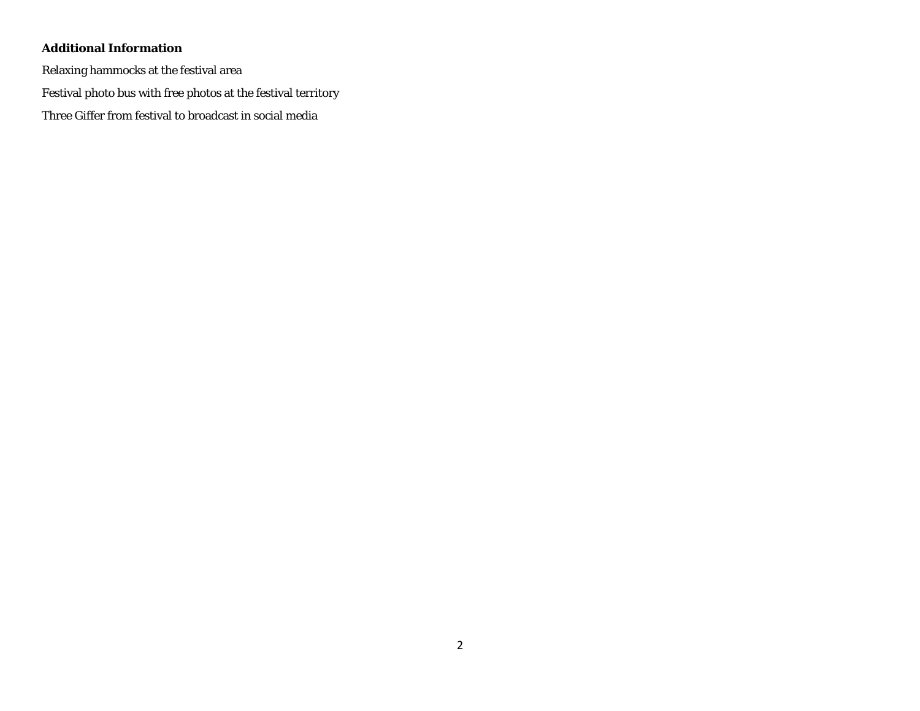**Additional Information**

Relaxing hammocks at the festival area

Festival photo bus with free photos at the festival territory

Three Giffer from festival to broadcast in social media